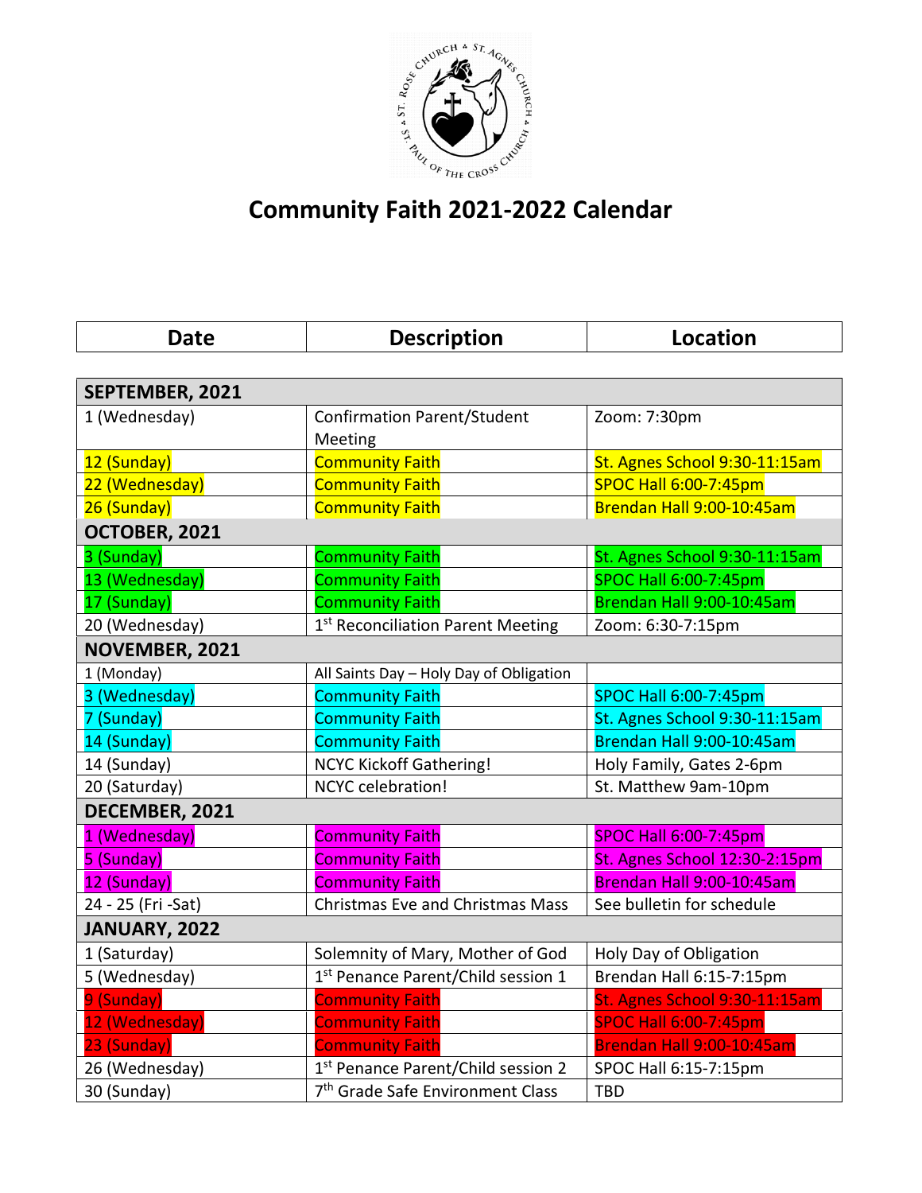# Community Faith 2021-2022 Calendar

| Date | Description | Location |
|---|---|---|
| **SEPTEMBER, 2021** | | |
| 1 (Wednesday) | Confirmation Parent/Student Meeting | Zoom: 7:30pm |
| 12 (Sunday) | Community Faith | St. Agnes School 9:30-11:15am |
| 22 (Wednesday) | Community Faith | SPOC Hall 6:00-7:45pm |
| 26 (Sunday) | Community Faith | Brendan Hall 9:00-10:45am |
| **OCTOBER, 2021** | | |
| 3 (Sunday) | Community Faith | St. Agnes School 9:30-11:15am |
| 13 (Wednesday) | Community Faith | SPOC Hall 6:00-7:45pm |
| 17 (Sunday) | Community Faith | Brendan Hall 9:00-10:45am |
| 20 (Wednesday) | 1st Reconciliation Parent Meeting | Zoom: 6:30-7:15pm |
| **NOVEMBER, 2021** | | |
| 1 (Monday) | All Saints Day – Holy Day of Obligation | |
| 3 (Wednesday) | Community Faith | SPOC Hall 6:00-7:45pm |
| 7 (Sunday) | Community Faith | St. Agnes School 9:30-11:15am |
| 14 (Sunday) | Community Faith | Brendan Hall 9:00-10:45am |
| 14 (Sunday) | NCYC Kickoff Gathering! | Holy Family, Gates 2-6pm |
| 20 (Saturday) | NCYC celebration! | St. Matthew 9am-10pm |
| **DECEMBER, 2021** | | |
| 1 (Wednesday) | Community Faith | SPOC Hall 6:00-7:45pm |
| 5 (Sunday) | Community Faith | St. Agnes School 12:30-2:15pm |
| 12 (Sunday) | Community Faith | Brendan Hall 9:00-10:45am |
| 24 - 25 (Fri -Sat) | Christmas Eve and Christmas Mass | See bulletin for schedule |
| **JANUARY, 2022** | | |
| 1 (Saturday) | Solemnity of Mary, Mother of God | Holy Day of Obligation |
| 5 (Wednesday) | 1st Penance Parent/Child session 1 | Brendan Hall 6:15-7:15pm |
| 9 (Sunday) | Community Faith | St. Agnes School 9:30-11:15am |
| 12 (Wednesday) | Community Faith | SPOC Hall 6:00-7:45pm |
| 23 (Sunday) | Community Faith | Brendan Hall 9:00-10:45am |
| 26 (Wednesday) | 1st Penance Parent/Child session 2 | SPOC Hall 6:15-7:15pm |
| 30 (Sunday) | 7th Grade Safe Environment Class | TBD |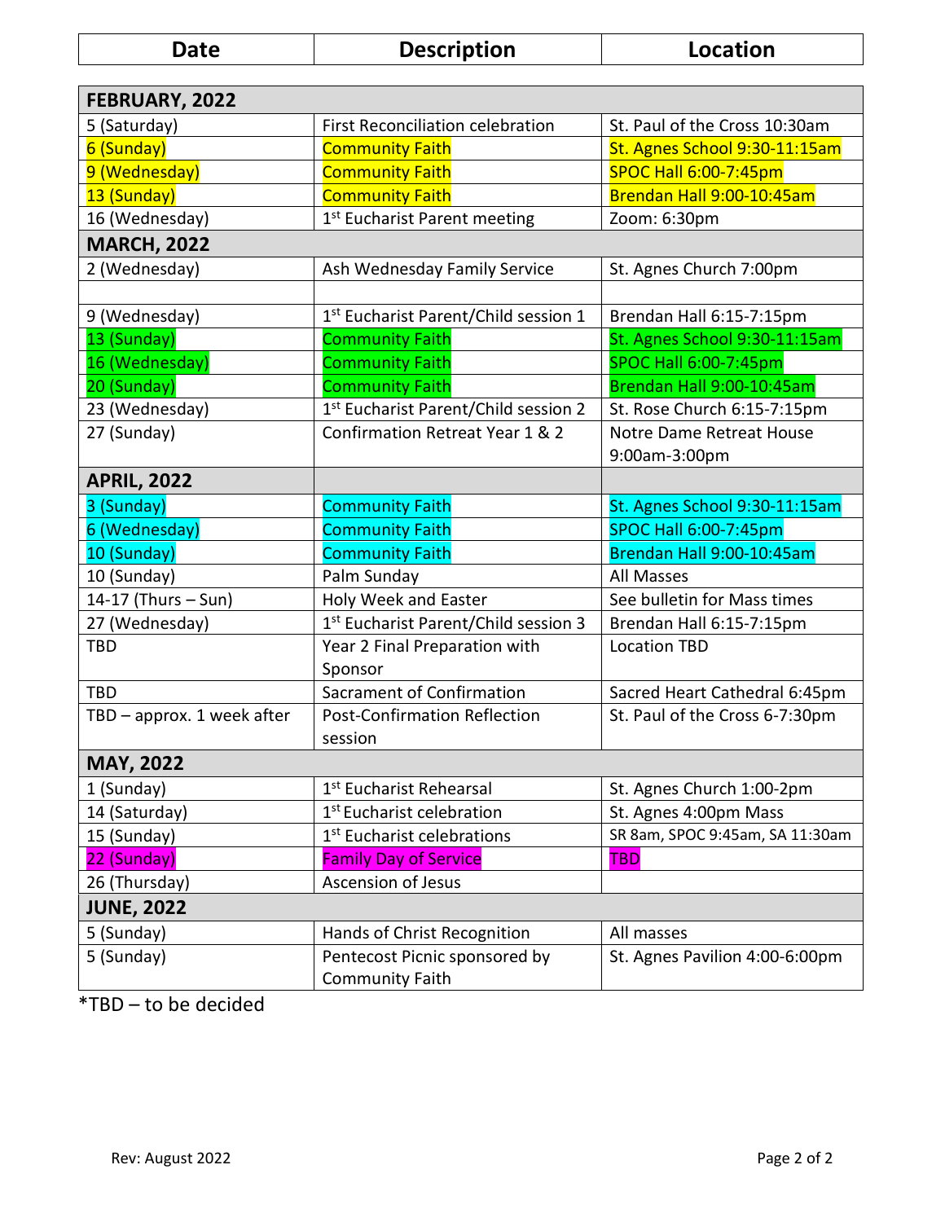| Date | Description | Location |
|---|---|---|
| **FEBRUARY, 2022** | | |
| 5 (Saturday) | First Reconciliation celebration | St. Paul of the Cross 10:30am |
| 6 (Sunday) | Community Faith | St. Agnes School 9:30-11:15am |
| 9 (Wednesday) | Community Faith | SPOC Hall 6:00-7:45pm |
| 13 (Sunday) | Community Faith | Brendan Hall 9:00-10:45am |
| 16 (Wednesday) | 1st Eucharist Parent meeting | Zoom: 6:30pm |
| **MARCH, 2022** | | |
| 2 (Wednesday) | Ash Wednesday Family Service | St. Agnes Church 7:00pm |
| | | |
| 9 (Wednesday) | 1st Eucharist Parent/Child session 1 | Brendan Hall 6:15-7:15pm |
| 13 (Sunday) | Community Faith | St. Agnes School 9:30-11:15am |
| 16 (Wednesday) | Community Faith | SPOC Hall 6:00-7:45pm |
| 20 (Sunday) | Community Faith | Brendan Hall 9:00-10:45am |
| 23 (Wednesday) | 1st Eucharist Parent/Child session 2 | St. Rose Church 6:15-7:15pm |
| 27 (Sunday) | Confirmation Retreat Year 1 & 2 | Notre Dame Retreat House 9:00am-3:00pm |
| **APRIL, 2022** | | |
| 3 (Sunday) | Community Faith | St. Agnes School 9:30-11:15am |
| 6 (Wednesday) | Community Faith | SPOC Hall 6:00-7:45pm |
| 10 (Sunday) | Community Faith | Brendan Hall 9:00-10:45am |
| 10 (Sunday) | Palm Sunday | All Masses |
| 14-17 (Thurs – Sun) | Holy Week and Easter | See bulletin for Mass times |
| 27 (Wednesday) | 1st Eucharist Parent/Child session 3 | Brendan Hall 6:15-7:15pm |
| TBD | Year 2 Final Preparation with Sponsor | Location TBD |
| TBD | Sacrament of Confirmation | Sacred Heart Cathedral 6:45pm |
| TBD – approx. 1 week after | Post-Confirmation Reflection session | St. Paul of the Cross 6-7:30pm |
| **MAY, 2022** | | |
| 1 (Sunday) | 1st Eucharist Rehearsal | St. Agnes Church 1:00-2pm |
| 14 (Saturday) | 1st Eucharist celebration | St. Agnes 4:00pm Mass |
| 15 (Sunday) | 1st Eucharist celebrations | SR 8am, SPOC 9:45am, SA 11:30am |
| 22 (Sunday) | Family Day of Service | TBD |
| 26 (Thursday) | Ascension of Jesus | |
| **JUNE, 2022** | | |
| 5 (Sunday) | Hands of Christ Recognition | All masses |
| 5 (Sunday) | Pentecost Picnic sponsored by Community Faith | St. Agnes Pavilion 4:00-6:00pm |

*TBD – to be decided

Rev: August 2022